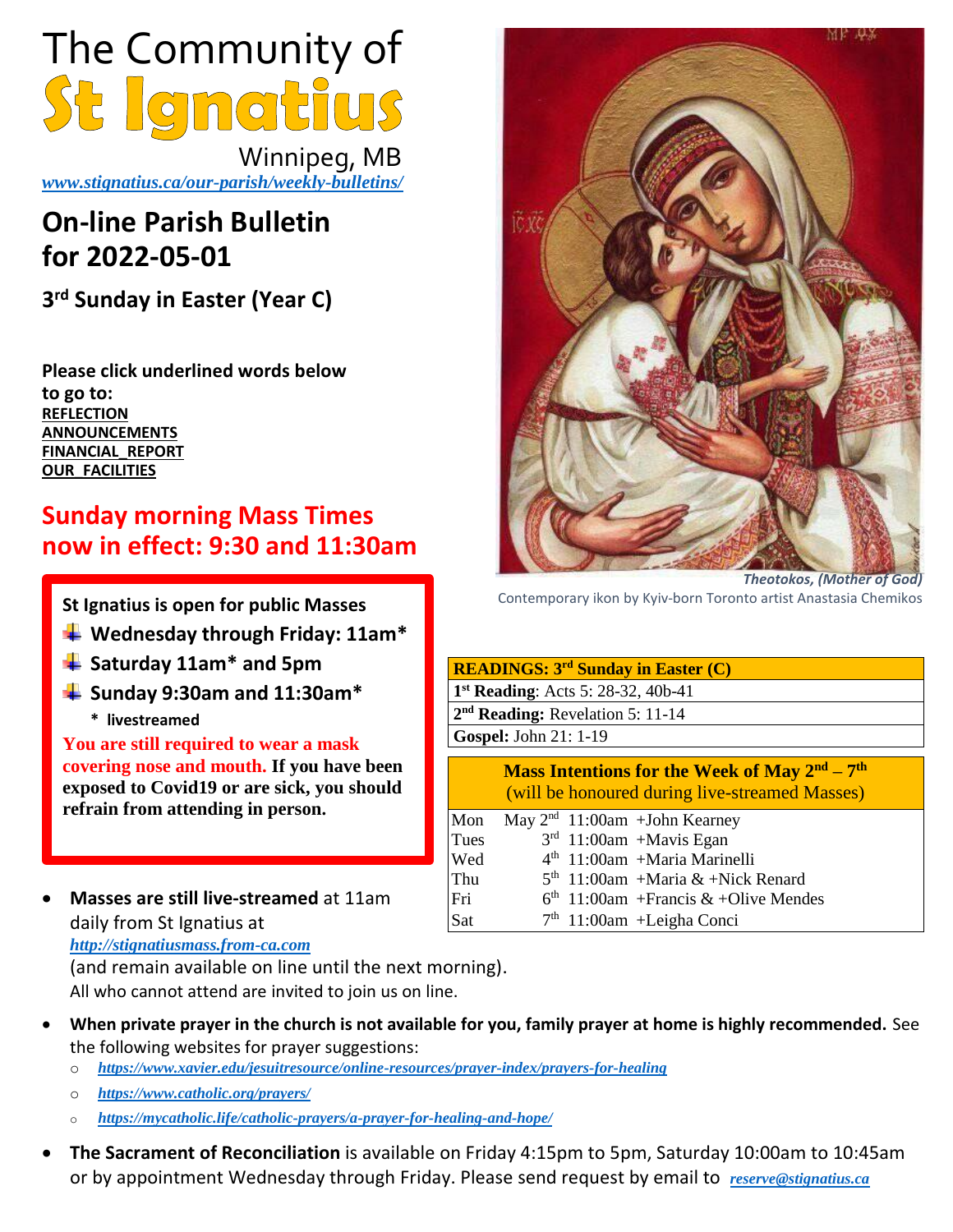# The Community of St Ignatius

Winnipeg, MB

*www.stignatius.ca/our-parish/weekly-bulletins/*

## On-line Parish Bulletin for 2022-05-01

### 3rd Sunday in Easter (Year C)

**Please click underlined words below to go to:**
**REFLECTION**
**ANNOUNCEMENTS**
**FINANCIAL_REPORT**
**OUR_FACILITIES**

## Sunday morning Mass Times now in effect: 9:30 and 11:30am

**St Ignatius is open for public Masses**

- **Wednesday through Friday: 11am***
- **Saturday 11am* and 5pm**
- **Sunday 9:30am and 11:30am***
  - *** livestreamed**

**You are still required to wear a mask covering nose and mouth. If you have been exposed to Covid19 or are sick, you should refrain from attending in person.**

*Theotokos, (Mother of God)*
Contemporary ikon by Kyiv-born Toronto artist Anastasia Chemikos

| READINGS: 3rd Sunday in Easter (C) |
|---|
| **1st Reading**: Acts 5: 28-32, 40b-41 |
| **2nd Reading:** Revelation 5: 11-14 |
| **Gospel:** John 21: 1-19 |

**Mass Intentions for the Week of May 2nd – 7th**
(will be honoured during live-streamed Masses)

| | | | |
|---|---|---|---|
| Mon | May 2nd | 11:00am | +John Kearney |
| Tues | 3rd | 11:00am | +Mavis Egan |
| Wed | 4th | 11:00am | +Maria Marinelli |
| Thu | 5th | 11:00am | +Maria & +Nick Renard |
| Fri | 6th | 11:00am | +Francis & +Olive Mendes |
| Sat | 7th | 11:00am | +Leigha Conci |

- **Masses are still live-streamed** at 11am daily from St Ignatius at *http://stignatiusmass.from-ca.com* (and remain available on line until the next morning). All who cannot attend are invited to join us on line.
- **When private prayer in the church is not available for you, family prayer at home is highly recommended.** See the following websites for prayer suggestions:
  - *https://www.xavier.edu/jesuitresource/online-resources/prayer-index/prayers-for-healing*
  - *https://www.catholic.org/prayers/*
  - *https://mycatholic.life/catholic-prayers/a-prayer-for-healing-and-hope/*
- **The Sacrament of Reconciliation** is available on Friday 4:15pm to 5pm, Saturday 10:00am to 10:45am or by appointment Wednesday through Friday. Please send request by email to *reserve@stignatius.ca*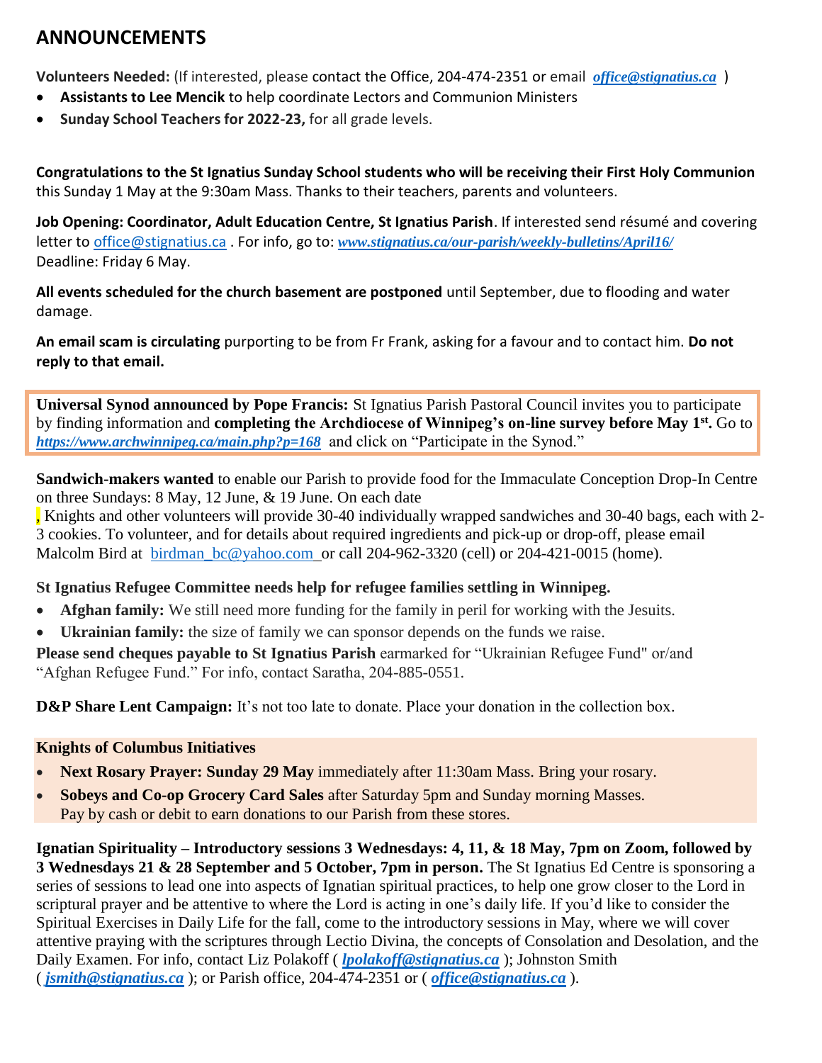## ANNOUNCEMENTS

**Volunteers Needed:** (If interested, please contact the Office, 204-474-2351 or email ***office@stignatius.ca*** )

- **Assistants to Lee Mencik** to help coordinate Lectors and Communion Ministers
- **Sunday School Teachers for 2022-23,** for all grade levels.

**Congratulations to the St Ignatius Sunday School students who will be receiving their First Holy Communion** this Sunday 1 May at the 9:30am Mass. Thanks to their teachers, parents and volunteers.

**Job Opening: Coordinator, Adult Education Centre, St Ignatius Parish**. If interested send résumé and covering letter to office@stignatius.ca . For info, go to: ***www.stignatius.ca/our-parish/weekly-bulletins/April16/*** Deadline: Friday 6 May.

**All events scheduled for the church basement are postponed** until September, due to flooding and water damage.

**An email scam is circulating** purporting to be from Fr Frank, asking for a favour and to contact him. **Do not reply to that email.**

**Universal Synod announced by Pope Francis:** St Ignatius Parish Pastoral Council invites you to participate by finding information and **completing the Archdiocese of Winnipeg's on-line survey before May 1st.** Go to ***https://www.archwinnipeg.ca/main.php?p=168*** and click on "Participate in the Synod."

**Sandwich-makers wanted** to enable our Parish to provide food for the Immaculate Conception Drop-In Centre on three Sundays: 8 May, 12 June, & 19 June. On each date
, Knights and other volunteers will provide 30-40 individually wrapped sandwiches and 30-40 bags, each with 2-3 cookies. To volunteer, and for details about required ingredients and pick-up or drop-off, please email Malcolm Bird at birdman_bc@yahoo.com or call 204-962-3320 (cell) or 204-421-0015 (home).

**St Ignatius Refugee Committee needs help for refugee families settling in Winnipeg.**

- **Afghan family:** We still need more funding for the family in peril for working with the Jesuits.
- **Ukrainian family:** the size of family we can sponsor depends on the funds we raise.

**Please send cheques payable to St Ignatius Parish** earmarked for "Ukrainian Refugee Fund" or/and "Afghan Refugee Fund." For info, contact Saratha, 204-885-0551.

**D&P Share Lent Campaign:** It's not too late to donate. Place your donation in the collection box.

**Knights of Columbus Initiatives**

- **Next Rosary Prayer: Sunday 29 May** immediately after 11:30am Mass. Bring your rosary.
- **Sobeys and Co-op Grocery Card Sales** after Saturday 5pm and Sunday morning Masses. Pay by cash or debit to earn donations to our Parish from these stores.

**Ignatian Spirituality – Introductory sessions 3 Wednesdays: 4, 11, & 18 May, 7pm on Zoom, followed by 3 Wednesdays 21 & 28 September and 5 October, 7pm in person.** The St Ignatius Ed Centre is sponsoring a series of sessions to lead one into aspects of Ignatian spiritual practices, to help one grow closer to the Lord in scriptural prayer and be attentive to where the Lord is acting in one's daily life. If you'd like to consider the Spiritual Exercises in Daily Life for the fall, come to the introductory sessions in May, where we will cover attentive praying with the scriptures through Lectio Divina, the concepts of Consolation and Desolation, and the Daily Examen. For info, contact Liz Polakoff ( ***lpolakoff@stignatius.ca*** ); Johnston Smith ( ***jsmith@stignatius.ca*** ); or Parish office, 204-474-2351 or ( ***office@stignatius.ca*** ).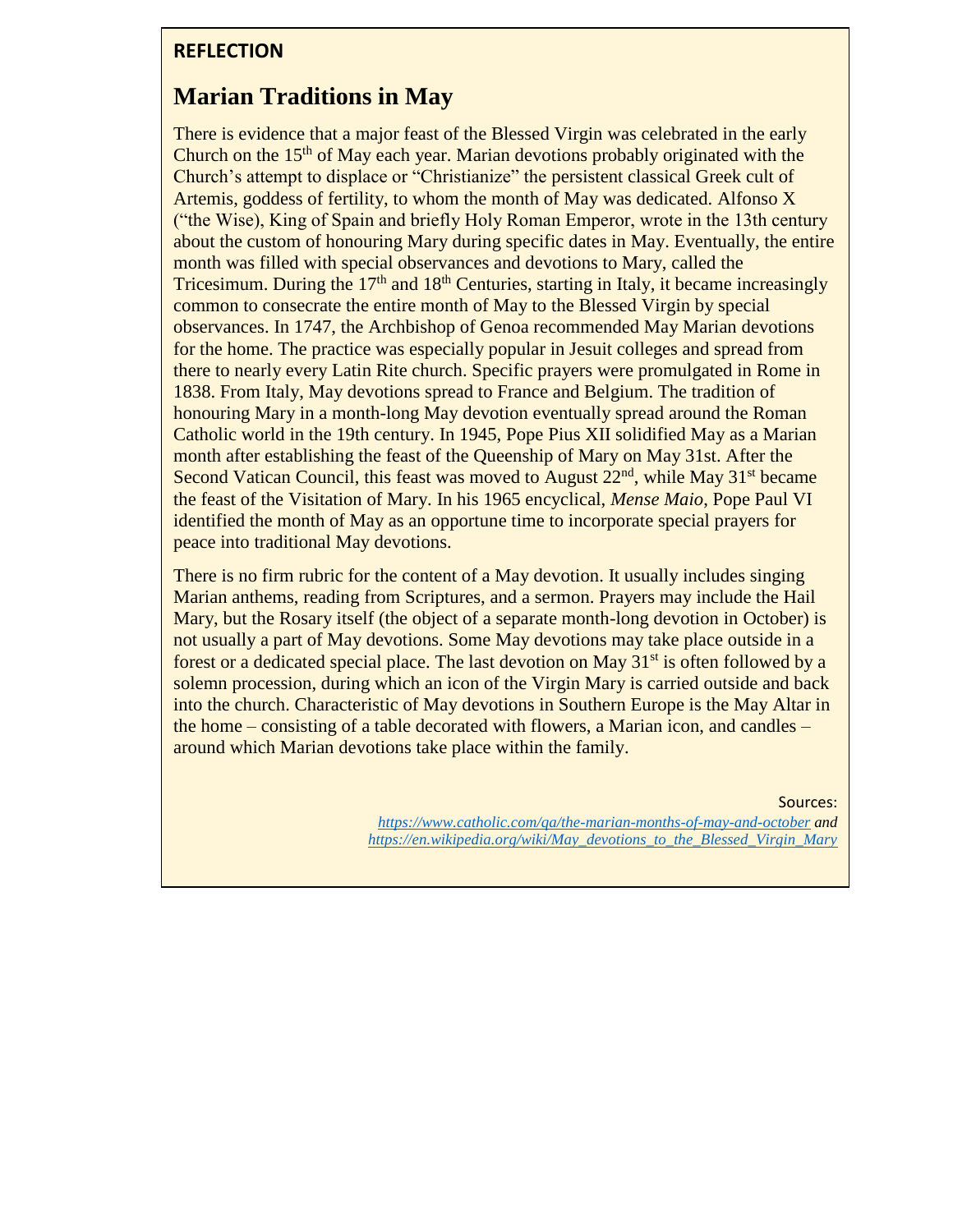**REFLECTION**

# Marian Traditions in May

There is evidence that a major feast of the Blessed Virgin was celebrated in the early Church on the 15th of May each year. Marian devotions probably originated with the Church's attempt to displace or "Christianize" the persistent classical Greek cult of Artemis, goddess of fertility, to whom the month of May was dedicated. Alfonso X ("the Wise), King of Spain and briefly Holy Roman Emperor, wrote in the 13th century about the custom of honouring Mary during specific dates in May. Eventually, the entire month was filled with special observances and devotions to Mary, called the Tricesimum. During the 17th and 18th Centuries, starting in Italy, it became increasingly common to consecrate the entire month of May to the Blessed Virgin by special observances. In 1747, the Archbishop of Genoa recommended May Marian devotions for the home. The practice was especially popular in Jesuit colleges and spread from there to nearly every Latin Rite church. Specific prayers were promulgated in Rome in 1838. From Italy, May devotions spread to France and Belgium. The tradition of honouring Mary in a month-long May devotion eventually spread around the Roman Catholic world in the 19th century. In 1945, Pope Pius XII solidified May as a Marian month after establishing the feast of the Queenship of Mary on May 31st. After the Second Vatican Council, this feast was moved to August 22nd, while May 31st became the feast of the Visitation of Mary. In his 1965 encyclical, *Mense Maio*, Pope Paul VI identified the month of May as an opportune time to incorporate special prayers for peace into traditional May devotions.

There is no firm rubric for the content of a May devotion. It usually includes singing Marian anthems, reading from Scriptures, and a sermon. Prayers may include the Hail Mary, but the Rosary itself (the object of a separate month-long devotion in October) is not usually a part of May devotions. Some May devotions may take place outside in a forest or a dedicated special place. The last devotion on May 31st is often followed by a solemn procession, during which an icon of the Virgin Mary is carried outside and back into the church. Characteristic of May devotions in Southern Europe is the May Altar in the home – consisting of a table decorated with flowers, a Marian icon, and candles – around which Marian devotions take place within the family.

Sources:
*https://www.catholic.com/qa/the-marian-months-of-may-and-october and https://en.wikipedia.org/wiki/May_devotions_to_the_Blessed_Virgin_Mary*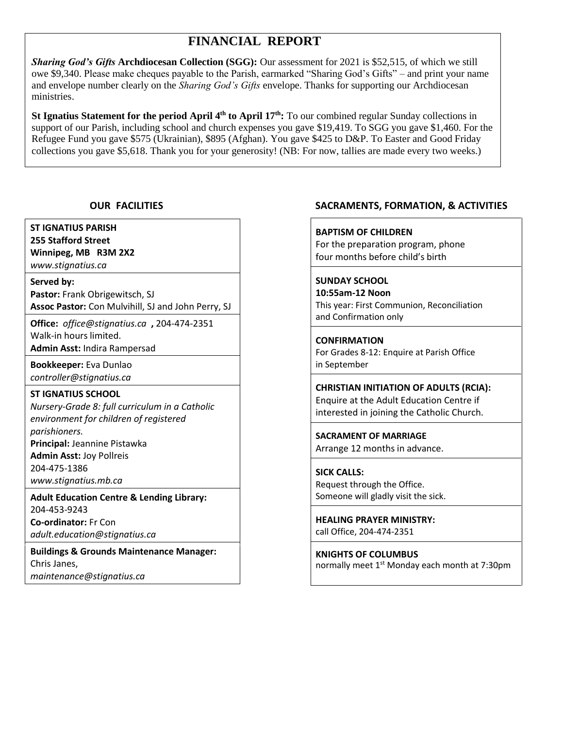# FINANCIAL REPORT

***Sharing God's Gifts*** **Archdiocesan Collection (SGG):** Our assessment for 2021 is $52,515, of which we still owe $9,340. Please make cheques payable to the Parish, earmarked "Sharing God's Gifts" – and print your name and envelope number clearly on the *Sharing God's Gifts* envelope. Thanks for supporting our Archdiocesan ministries.

**St Ignatius Statement for the period April 4th to April 17th:** To our combined regular Sunday collections in support of our Parish, including school and church expenses you gave $19,419. To SGG you gave $1,460. For the Refugee Fund you gave $575 (Ukrainian), $895 (Afghan). You gave $425 to D&P. To Easter and Good Friday collections you gave $5,618. Thank you for your generosity! (NB: For now, tallies are made every two weeks.)

## OUR FACILITIES

**ST IGNATIUS PARISH**
**255 Stafford Street**
**Winnipeg, MB R3M 2X2**
*www.stignatius.ca*

**Served by:**
**Pastor:** Frank Obrigewitsch, SJ
**Assoc Pastor:** Con Mulvihill, SJ and John Perry, SJ

**Office:** *office@stignatius.ca* **,** 204-474-2351
Walk-in hours limited.
**Admin Asst:** Indira Rampersad

**Bookkeeper:** Eva Dunlao
*controller@stignatius.ca*

**ST IGNATIUS SCHOOL**
*Nursery-Grade 8: full curriculum in a Catholic environment for children of registered parishioners.*
**Principal:** Jeannine Pistawka
**Admin Asst:** Joy Pollreis
204-475-1386
*www.stignatius.mb.ca*

**Adult Education Centre & Lending Library:**
204-453-9243
**Co-ordinator:** Fr Con
*adult.education@stignatius.ca*

**Buildings & Grounds Maintenance Manager:**
Chris Janes,
*maintenance@stignatius.ca*

## SACRAMENTS, FORMATION, & ACTIVITIES

**BAPTISM OF CHILDREN**
For the preparation program, phone four months before child's birth

**SUNDAY SCHOOL**
**10:55am-12 Noon**
This year: First Communion, Reconciliation and Confirmation only

**CONFIRMATION**
For Grades 8-12: Enquire at Parish Office in September

**CHRISTIAN INITIATION OF ADULTS (RCIA):**
Enquire at the Adult Education Centre if interested in joining the Catholic Church.

**SACRAMENT OF MARRIAGE**
Arrange 12 months in advance.

**SICK CALLS:**
Request through the Office.
Someone will gladly visit the sick.

**HEALING PRAYER MINISTRY:**
call Office, 204-474-2351

**KNIGHTS OF COLUMBUS**
normally meet 1st Monday each month at 7:30pm